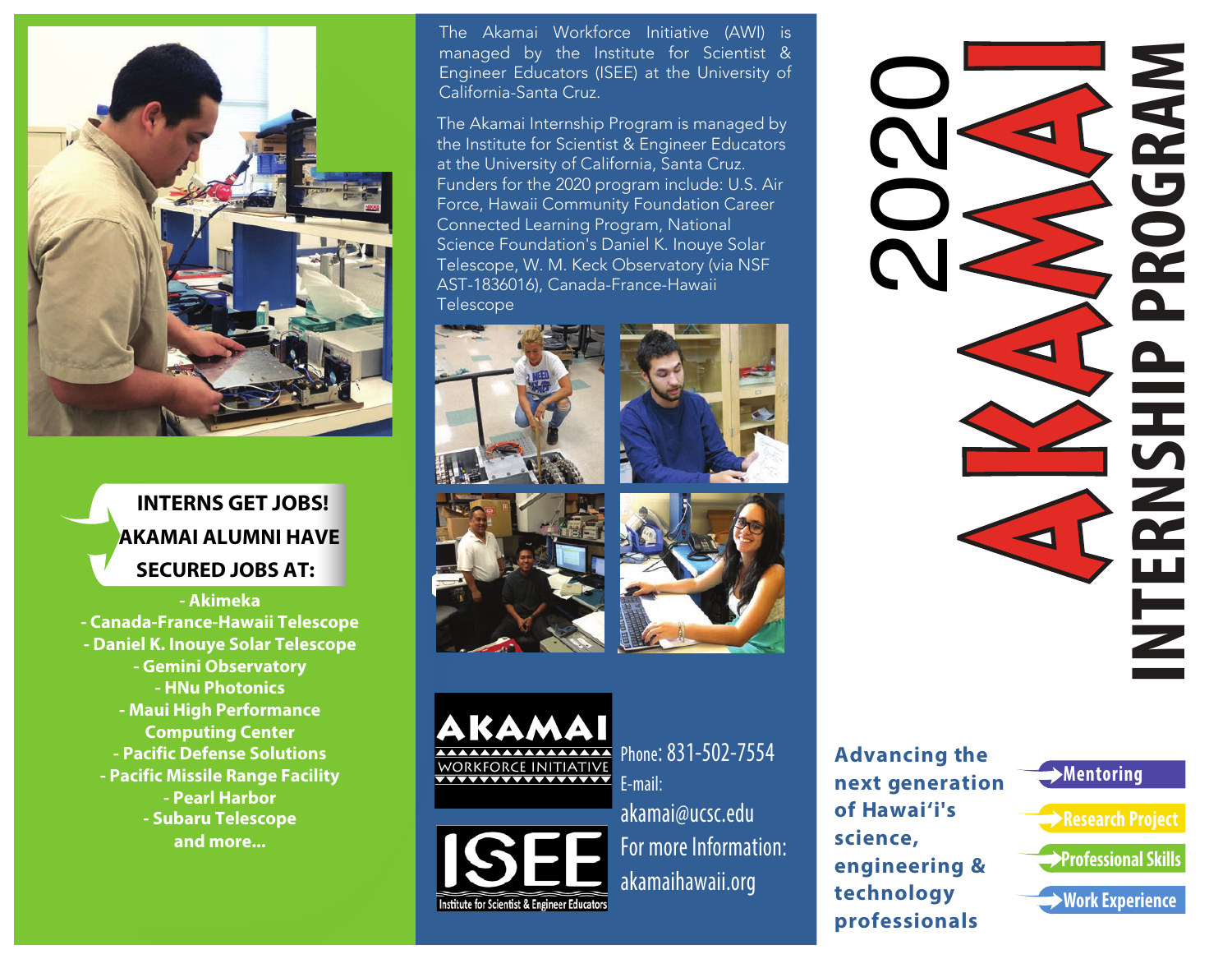# 2020 AKAMAI INTERNSHIP PROGRAM

**Advancing the next generation of Hawai'i's science, engineering & technology professionals**

- Mentoring
- Research Project
- Professional Skills
- Work Experience

The Akamai Workforce Initiative (AWI) is managed by the Institute for Scientist & Engineer Educators (ISEE) at the University of California-Santa Cruz.

The Akamai Internship Program is managed by the Institute for Scientist & Engineer Educators at the University of California, Santa Cruz. Funders for the 2020 program include: U.S. Air Force, Hawaii Community Foundation Career Connected Learning Program, National Science Foundation's Daniel K. Inouye Solar Telescope, W. M. Keck Observatory (via NSF AST-1836016), Canada-France-Hawaii Telescope

## INTERNS GET JOBS! AKAMAI ALUMNI HAVE SECURED JOBS AT:

- Akimeka
- Canada-France-Hawaii Telescope
- Daniel K. Inouye Solar Telescope
- Gemini Observatory
- HNu Photonics
- Maui High Performance Computing Center
- Pacific Defense Solutions
- Pacific Missile Range Facility
- Pearl Harbor
- Subaru Telescope

and more...

AKAMAI WORKFORCE INITIATIVE

ISEE Institute for Scientist & Engineer Educators

Phone: 831-502-7554

E-mail: akamai@ucsc.edu

For more Information: akamaihawaii.org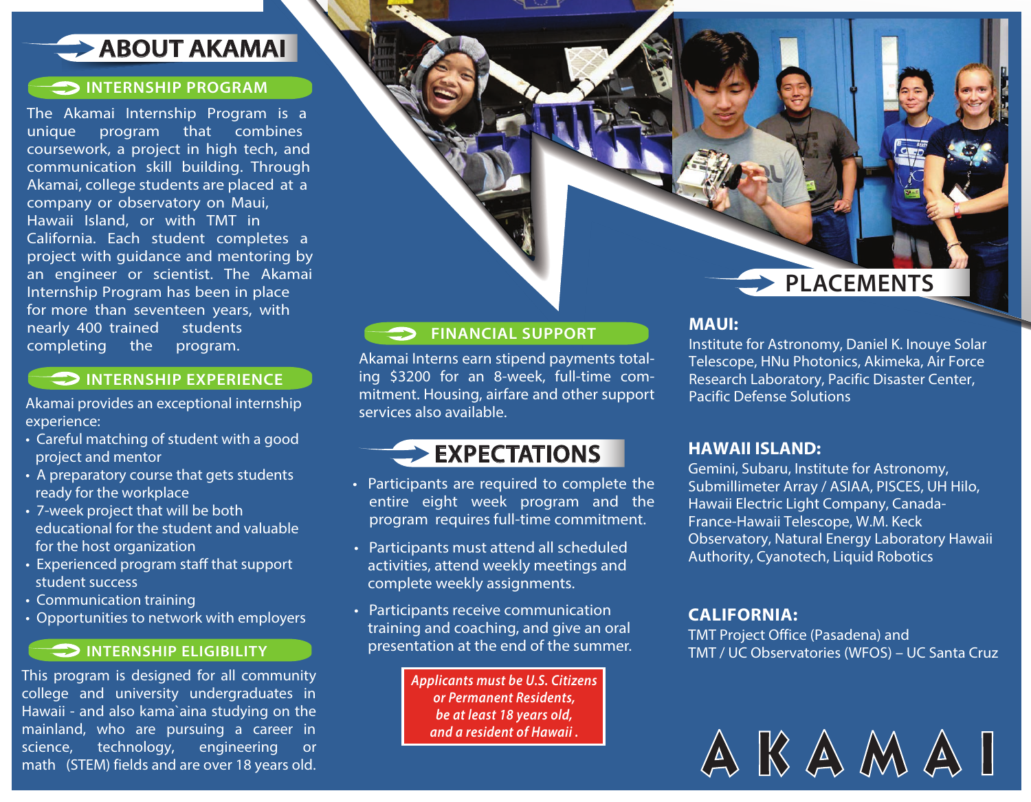# ABOUT AKAMAI

## INTERNSHIP PROGRAM

The Akamai Internship Program is a unique program that combines coursework, a project in high tech, and communication skill building. Through Akamai, college students are placed at a company or observatory on Maui, Hawaii Island, or with TMT in California. Each student completes a project with guidance and mentoring by an engineer or scientist. The Akamai Internship Program has been in place for more than seventeen years, with nearly 400 trained students completing the program.

## INTERNSHIP EXPERIENCE

Akamai provides an exceptional internship experience:

- Careful matching of student with a good project and mentor
- A preparatory course that gets students ready for the workplace
- 7-week project that will be both educational for the student and valuable for the host organization
- Experienced program staff that support student success
- Communication training
- Opportunities to network with employers

## INTERNSHIP ELIGIBILITY

This program is designed for all community college and university undergraduates in Hawaii - and also kama`aina studying on the mainland, who are pursuing a career in science, technology, engineering or math (STEM) fields and are over 18 years old.

## FINANCIAL SUPPORT

Akamai Interns earn stipend payments totaling $3200 for an 8-week, full-time commitment. Housing, airfare and other support services also available.

# EXPECTATIONS

- Participants are required to complete the entire eight week program and the program requires full-time commitment.
- Participants must attend all scheduled activities, attend weekly meetings and complete weekly assignments.
- Participants receive communication training and coaching, and give an oral presentation at the end of the summer.

***Applicants must be U.S. Citizens or Permanent Residents, be at least 18 years old, and a resident of Hawaii .***

# PLACEMENTS

### MAUI:

Institute for Astronomy, Daniel K. Inouye Solar Telescope, HNu Photonics, Akimeka, Air Force Research Laboratory, Pacific Disaster Center, Pacific Defense Solutions

### HAWAII ISLAND:

Gemini, Subaru, Institute for Astronomy, Submillimeter Array / ASIAA, PISCES, UH Hilo, Hawaii Electric Light Company, Canada-France-Hawaii Telescope, W.M. Keck Observatory, Natural Energy Laboratory Hawaii Authority, Cyanotech, Liquid Robotics

### CALIFORNIA:

TMT Project Office (Pasadena) and
TMT / UC Observatories (WFOS) – UC Santa Cruz

AKAMAI